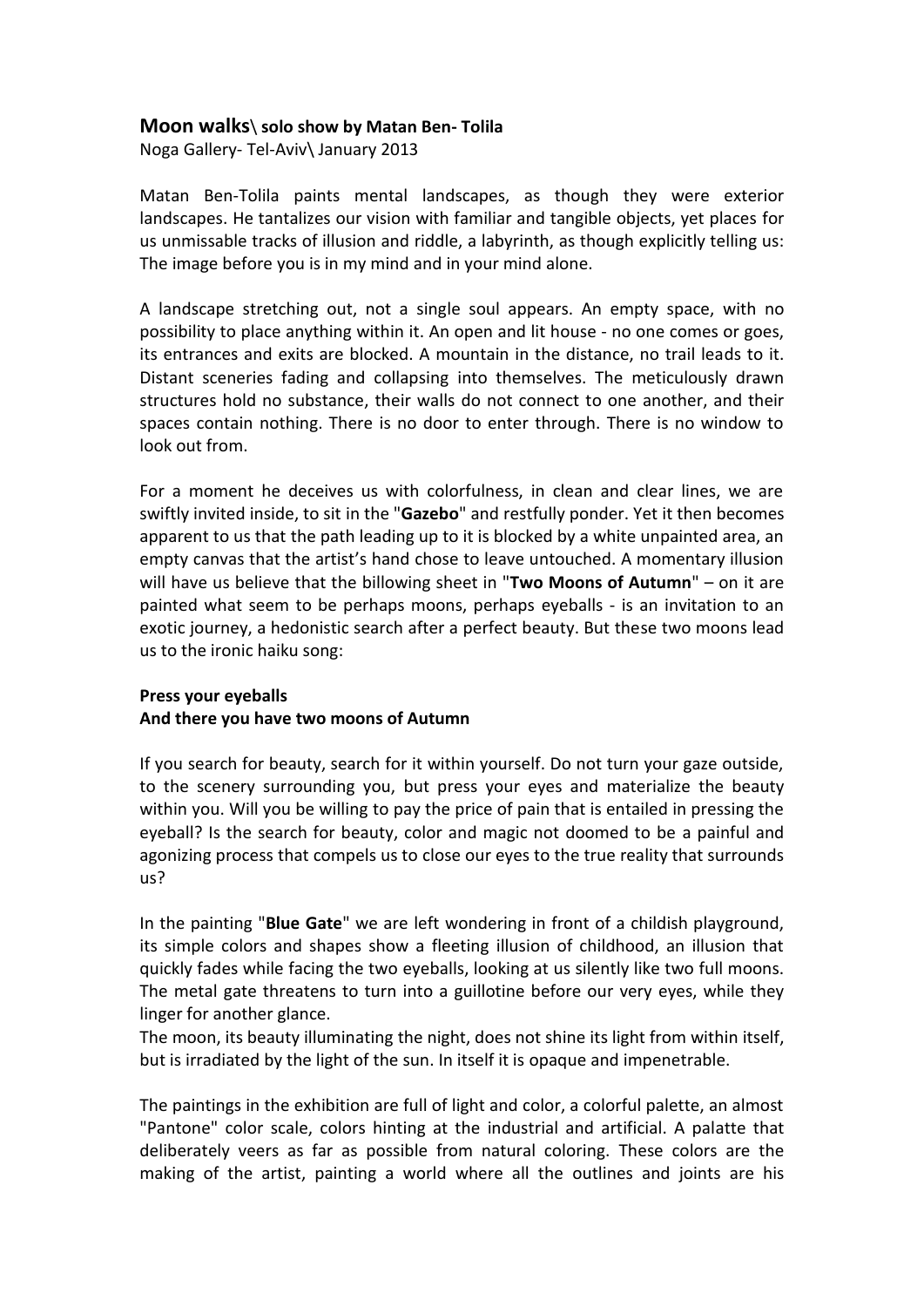# **Moon walks**\ solo show by Matan Ben- Tolila

Noga Gallery- Tel-Aviv\ January 2013

Matan Ben-Tolila paints mental landscapes, as though they were exterior landscapes. He tantalizes our vision with familiar and tangible objects, yet places for us unmissable tracks of illusion and riddle, a labyrinth, as though explicitly telling us: The image before you is in my mind and in your mind alone.

A landscape stretching out, not a single soul appears. An empty space, with no possibility to place anything within it. An open and lit house - no one comes or goes, its entrances and exits are blocked. A mountain in the distance, no trail leads to it. Distant sceneries fading and collapsing into themselves. The meticulously drawn structures hold no substance, their walls do not connect to one another, and their spaces contain nothing. There is no door to enter through. There is no window to look out from.

For a moment he deceives us with colorfulness, in clean and clear lines, we are swiftly invited inside, to sit in the "**Gazebo**" and restfully ponder. Yet it then becomes apparent to us that the path leading up to it is blocked by a white unpainted area, an empty canvas that the artist's hand chose to leave untouched. A momentary illusion will have us believe that the billowing sheet in "**Two Moons of Autumn**" – on it are painted what seem to be perhaps moons, perhaps eyeballs - is an invitation to an exotic journey, a hedonistic search after a perfect beauty. But these two moons lead us to the ironic haiku song:

**Press your eyeballs**
**And there you have two moons of Autumn**

If you search for beauty, search for it within yourself. Do not turn your gaze outside, to the scenery surrounding you, but press your eyes and materialize the beauty within you. Will you be willing to pay the price of pain that is entailed in pressing the eyeball? Is the search for beauty, color and magic not doomed to be a painful and agonizing process that compels us to close our eyes to the true reality that surrounds us?

In the painting "**Blue Gate**" we are left wondering in front of a childish playground, its simple colors and shapes show a fleeting illusion of childhood, an illusion that quickly fades while facing the two eyeballs, looking at us silently like two full moons. The metal gate threatens to turn into a guillotine before our very eyes, while they linger for another glance.
The moon, its beauty illuminating the night, does not shine its light from within itself, but is irradiated by the light of the sun. In itself it is opaque and impenetrable.

The paintings in the exhibition are full of light and color, a colorful palette, an almost "Pantone" color scale, colors hinting at the industrial and artificial. A palatte that deliberately veers as far as possible from natural coloring. These colors are the making of the artist, painting a world where all the outlines and joints are his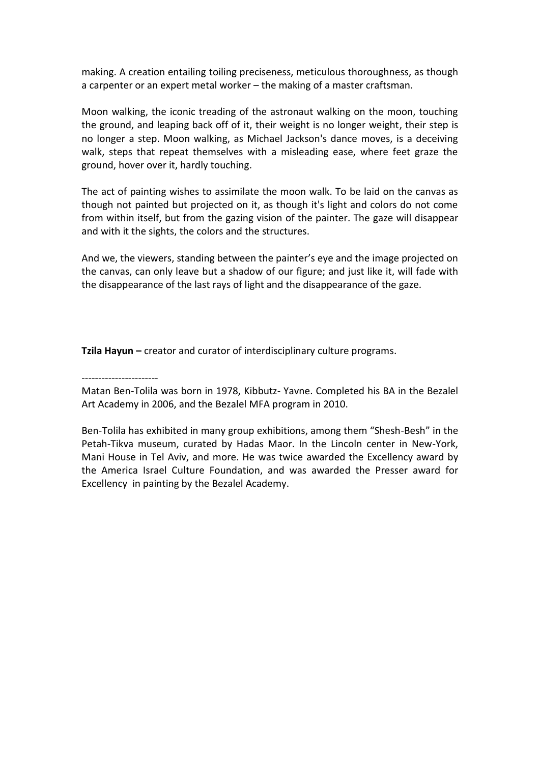making. A creation entailing toiling preciseness, meticulous thoroughness, as though a carpenter or an expert metal worker – the making of a master craftsman.

Moon walking, the iconic treading of the astronaut walking on the moon, touching the ground, and leaping back off of it, their weight is no longer weight, their step is no longer a step. Moon walking, as Michael Jackson's dance moves, is a deceiving walk, steps that repeat themselves with a misleading ease, where feet graze the ground, hover over it, hardly touching.

The act of painting wishes to assimilate the moon walk. To be laid on the canvas as though not painted but projected on it, as though it's light and colors do not come from within itself, but from the gazing vision of the painter. The gaze will disappear and with it the sights, the colors and the structures.

And we, the viewers, standing between the painter's eye and the image projected on the canvas, can only leave but a shadow of our figure; and just like it, will fade with the disappearance of the last rays of light and the disappearance of the gaze.

**Tzila Hayun –** creator and curator of interdisciplinary culture programs.

-----------------------

Matan Ben-Tolila was born in 1978, Kibbutz- Yavne. Completed his BA in the Bezalel Art Academy in 2006, and the Bezalel MFA program in 2010.

Ben-Tolila has exhibited in many group exhibitions, among them "Shesh-Besh" in the Petah-Tikva museum, curated by Hadas Maor. In the Lincoln center in New-York, Mani House in Tel Aviv, and more. He was twice awarded the Excellency award by the America Israel Culture Foundation, and was awarded the Presser award for Excellency in painting by the Bezalel Academy.